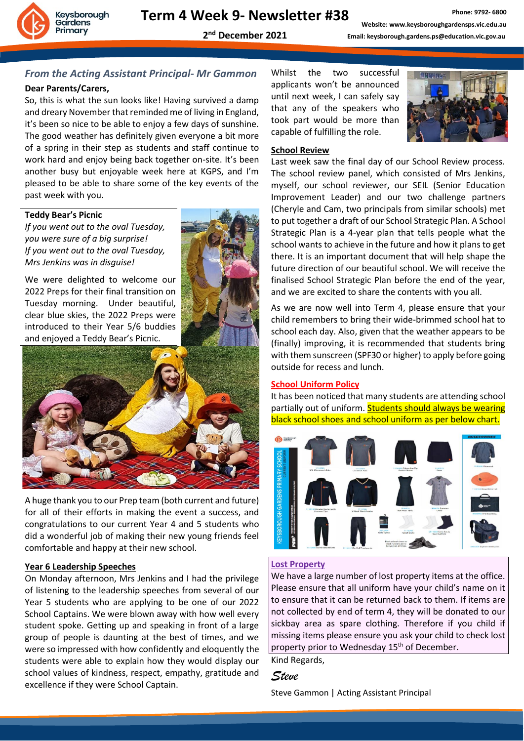# Term 4 Week 9- Newsletter #38

**2nd December 2021**

Phone: 9792- 6800
Website: www.keysboroughgardensps.vic.edu.au
Email: keysborough.gardens.ps@education.vic.gov.au

## *From the Acting Assistant Principal- Mr Gammon*

**Dear Parents/Carers,**

So, this is what the sun looks like! Having survived a damp and dreary November that reminded me of living in England, it's been so nice to be able to enjoy a few days of sunshine. The good weather has definitely given everyone a bit more of a spring in their step as students and staff continue to work hard and enjoy being back together on-site. It's been another busy but enjoyable week here at KGPS, and I'm pleased to be able to share some of the key events of the past week with you.

### Teddy Bear's Picnic

*If you went out to the oval Tuesday, you were sure of a big surprise!*
*If you went out to the oval Tuesday, Mrs Jenkins was in disguise!*

We were delighted to welcome our 2022 Preps for their final transition on Tuesday morning. Under beautiful, clear blue skies, the 2022 Preps were introduced to their Year 5/6 buddies and enjoyed a Teddy Bear's Picnic.

A huge thank you to our Prep team (both current and future) for all of their efforts in making the event a success, and congratulations to our current Year 4 and 5 students who did a wonderful job of making their new young friends feel comfortable and happy at their new school.

### Year 6 Leadership Speeches

On Monday afternoon, Mrs Jenkins and I had the privilege of listening to the leadership speeches from several of our Year 5 students who are applying to be one of our 2022 School Captains. We were blown away with how well every student spoke. Getting up and speaking in front of a large group of people is daunting at the best of times, and we were so impressed with how confidently and eloquently the students were able to explain how they would display our school values of kindness, respect, empathy, gratitude and excellence if they were School Captain.

Whilst the two successful applicants won't be announced until next week, I can safely say that any of the speakers who took part would be more than capable of fulfilling the role.

### School Review

Last week saw the final day of our School Review process. The school review panel, which consisted of Mrs Jenkins, myself, our school reviewer, our SEIL (Senior Education Improvement Leader) and our two challenge partners (Cheryle and Cam, two principals from similar schools) met to put together a draft of our School Strategic Plan. A School Strategic Plan is a 4-year plan that tells people what the school wants to achieve in the future and how it plans to get there. It is an important document that will help shape the future direction of our beautiful school. We will receive the finalised School Strategic Plan before the end of the year, and we are excited to share the contents with you all.

As we are now well into Term 4, please ensure that your child remembers to bring their wide-brimmed school hat to school each day. Also, given that the weather appears to be (finally) improving, it is recommended that students bring with them sunscreen (SPF30 or higher) to apply before going outside for recess and lunch.

### School Uniform Policy

It has been noticed that many students are attending school partially out of uniform. **Students should always be wearing black school shoes and school uniform as per below chart.**

### Lost Property

We have a large number of lost property items at the office. Please ensure that all uniform have your child's name on it to ensure that it can be returned back to them. If items are not collected by end of term 4, they will be donated to our sickbay area as spare clothing. Therefore if you child if missing items please ensure you ask your child to check lost property prior to Wednesday 15th of December.

Kind Regards,

*Steve*

Steve Gammon | Acting Assistant Principal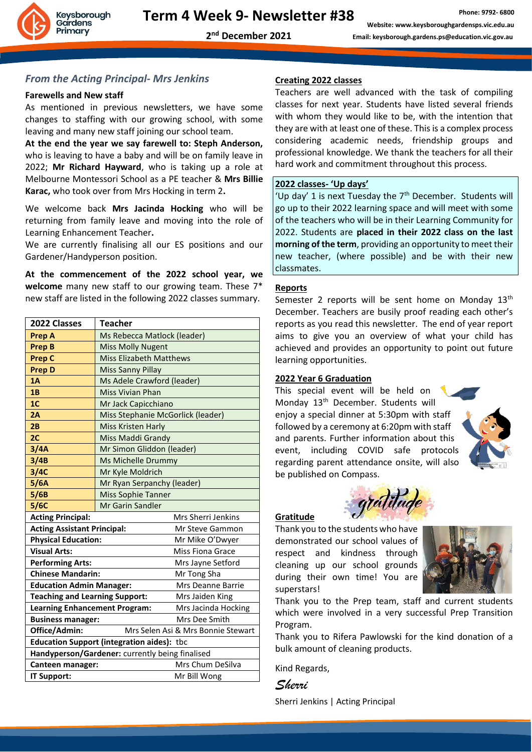# Term 4 Week 9- Newsletter #38

**2nd December 2021**

## *From the Acting Principal- Mrs Jenkins*

### Farewells and New staff

As mentioned in previous newsletters, we have some changes to staffing with our growing school, with some leaving and many new staff joining our school team.

**At the end the year we say farewell to: Steph Anderson,** who is leaving to have a baby and will be on family leave in 2022; **Mr Richard Hayward**, who is taking up a role at Melbourne Montessori School as a PE teacher & **Mrs Billie Karac,** who took over from Mrs Hocking in term 2**.**

We welcome back **Mrs Jacinda Hocking** who will be returning from family leave and moving into the role of Learning Enhancement Teacher**.**

We are currently finalising all our ES positions and our Gardener/Handyperson position.

**At the commencement of the 2022 school year, we welcome** many new staff to our growing team. These 7* new staff are listed in the following 2022 classes summary.

| 2022 Classes | Teacher |
|---|---|
| **Prep A** | Ms Rebecca Matlock (leader) |
| **Prep B** | Miss Molly Nugent |
| **Prep C** | Miss Elizabeth Matthews |
| **Prep D** | Miss Sanny Pillay |
| **1A** | Ms Adele Crawford (leader) |
| **1B** | Miss Vivian Phan |
| **1C** | Mr Jack Capicchiano |
| **2A** | Miss Stephanie McGorlick (leader) |
| **2B** | Miss Kristen Harly |
| **2C** | Miss Maddi Grandy |
| **3/4A** | Mr Simon Gliddon (leader) |
| **3/4B** | Ms Michelle Drummy |
| **3/4C** | Mr Kyle Moldrich |
| **5/6A** | Mr Ryan Serpanchy (leader) |
| **5/6B** | Miss Sophie Tanner |
| **5/6C** | Mr Garin Sandler |
| **Acting Principal:** | Mrs Sherri Jenkins |
| **Acting Assistant Principal:** | Mr Steve Gammon |
| **Physical Education:** | Mr Mike O'Dwyer |
| **Visual Arts:** | Miss Fiona Grace |
| **Performing Arts:** | Mrs Jayne Setford |
| **Chinese Mandarin:** | Mr Tong Sha |
| **Education Admin Manager:** | Mrs Deanne Barrie |
| **Teaching and Learning Support:** | Mrs Jaiden King |
| **Learning Enhancement Program:** | Mrs Jacinda Hocking |
| **Business manager:** | Mrs Dee Smith |
| **Office/Admin:** | Mrs Selen Asi & Mrs Bonnie Stewart |
| **Education Support (integration aides):** tbc | |
| **Handyperson/Gardener:** currently being finalised | |
| **Canteen manager:** | Mrs Chum DeSilva |
| **IT Support:** | Mr Bill Wong |

### Creating 2022 classes

Teachers are well advanced with the task of compiling classes for next year. Students have listed several friends with whom they would like to be, with the intention that they are with at least one of these. This is a complex process considering academic needs, friendship groups and professional knowledge. We thank the teachers for all their hard work and commitment throughout this process.

### 2022 classes- 'Up days'

'Up day' 1 is next Tuesday the 7th December. Students will go up to their 2022 learning space and will meet with some of the teachers who will be in their Learning Community for 2022. Students are **placed in their 2022 class on the last morning of the term**, providing an opportunity to meet their new teacher, (where possible) and be with their new classmates.

### Reports

Semester 2 reports will be sent home on Monday 13th December. Teachers are busily proof reading each other's reports as you read this newsletter. The end of year report aims to give you an overview of what your child has achieved and provides an opportunity to point out future learning opportunities.

### 2022 Year 6 Graduation

This special event will be held on Monday 13th December. Students will enjoy a special dinner at 5:30pm with staff followed by a ceremony at 6:20pm with staff and parents. Further information about this event, including COVID safe protocols regarding parent attendance onsite, will also be published on Compass.

### Gratitude

Thank you to the students who have demonstrated our school values of respect and kindness through cleaning up our school grounds during their own time! You are superstars!

Thank you to the Prep team, staff and current students which were involved in a very successful Prep Transition Program.

Thank you to Rifera Pawlowski for the kind donation of a bulk amount of cleaning products.

Kind Regards,

*Sherri*

Sherri Jenkins | Acting Principal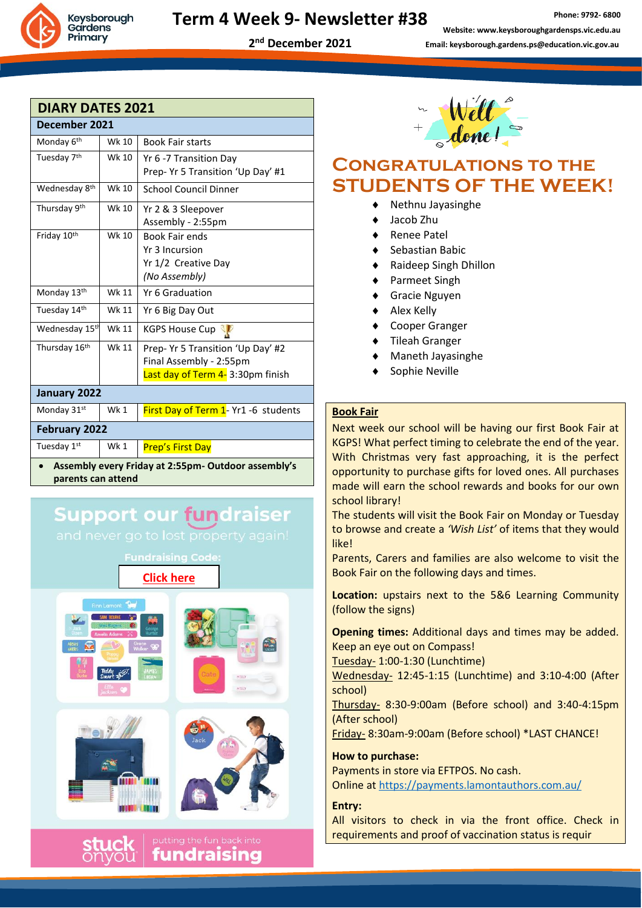# Term 4 Week 9- Newsletter #38

2nd December 2021

Phone: 9792- 6800
Website: www.keysboroughgardensps.vic.edu.au
Email: keysborough.gardens.ps@education.vic.gov.au

## DIARY DATES 2021

| December 2021 | | |
|---|---|---|
| Monday 6th | Wk 10 | Book Fair starts |
| Tuesday 7th | Wk 10 | Yr 6 -7 Transition Day<br>Prep- Yr 5 Transition 'Up Day' #1 |
| Wednesday 8th | Wk 10 | School Council Dinner |
| Thursday 9th | Wk 10 | Yr 2 & 3 Sleepover<br>Assembly - 2:55pm |
| Friday 10th | Wk 10 | Book Fair ends<br>Yr 3 Incursion<br>Yr 1/2 Creative Day<br>*(No Assembly)* |
| Monday 13th | Wk 11 | Yr 6 Graduation |
| Tuesday 14th | Wk 11 | Yr 6 Big Day Out |
| Wednesday 15th | Wk 11 | KGPS House Cup |
| Thursday 16th | Wk 11 | Prep- Yr 5 Transition 'Up Day' #2<br>Final Assembly - 2:55pm<br>Last day of Term 4- 3:30pm finish |
| **January 2022** | | |
| Monday 31st | Wk 1 | First Day of Term 1- Yr1 -6 students |
| **February 2022** | | |
| Tuesday 1st | Wk 1 | Prep's First Day |

- **Assembly every Friday at 2:55pm- Outdoor assembly's parents can attend**

## Support our fundraiser

and never go to lost property again!

Fundraising Code:

Click here

stuck onyou — putting the fun back into fundraising

## Congratulations to the Students of the Week!

- Nethnu Jayasinghe
- Jacob Zhu
- Renee Patel
- Sebastian Babic
- Raideep Singh Dhillon
- Parmeet Singh
- Gracie Nguyen
- Alex Kelly
- Cooper Granger
- Tileah Granger
- Maneth Jayasinghe
- Sophie Neville

## Book Fair

Next week our school will be having our first Book Fair at KGPS! What perfect timing to celebrate the end of the year. With Christmas very fast approaching, it is the perfect opportunity to purchase gifts for loved ones. All purchases made will earn the school rewards and books for our own school library!

The students will visit the Book Fair on Monday or Tuesday to browse and create a *'Wish List'* of items that they would like!

Parents, Carers and families are also welcome to visit the Book Fair on the following days and times.

**Location:** upstairs next to the 5&6 Learning Community (follow the signs)

**Opening times:** Additional days and times may be added. Keep an eye out on Compass!

Tuesday- 1:00-1:30 (Lunchtime)

Wednesday- 12:45-1:15 (Lunchtime) and 3:10-4:00 (After school)

Thursday- 8:30-9:00am (Before school) and 3:40-4:15pm (After school)

Friday- 8:30am-9:00am (Before school) *LAST CHANCE!

**How to purchase:**

Payments in store via EFTPOS. No cash.

Online at https://payments.lamontauthors.com.au/

**Entry:**

All visitors to check in via the front office. Check in requirements and proof of vaccination status is requir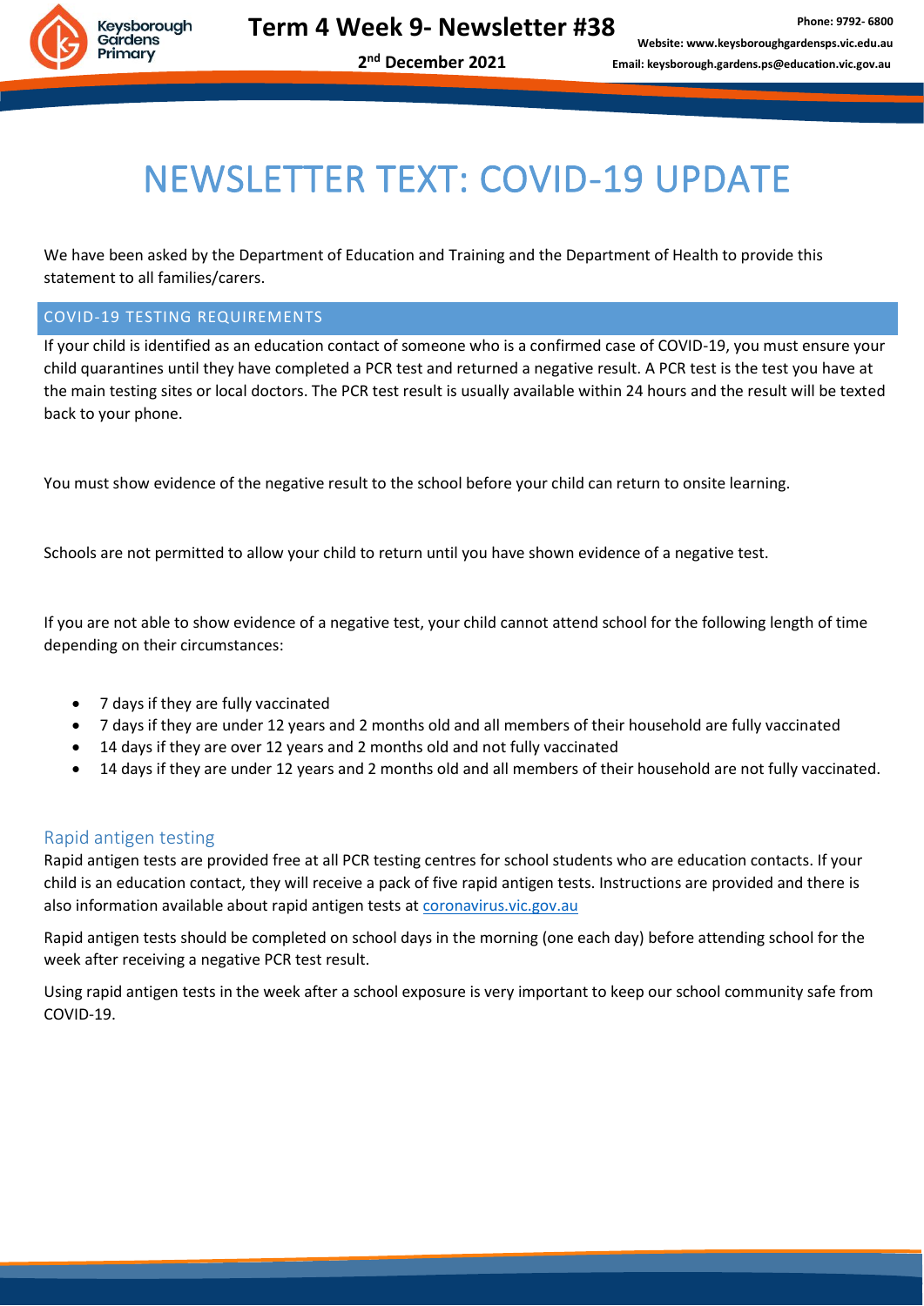# NEWSLETTER TEXT: COVID-19 UPDATE

We have been asked by the Department of Education and Training and the Department of Health to provide this statement to all families/carers.

## COVID-19 TESTING REQUIREMENTS

If your child is identified as an education contact of someone who is a confirmed case of COVID-19, you must ensure your child quarantines until they have completed a PCR test and returned a negative result. A PCR test is the test you have at the main testing sites or local doctors. The PCR test result is usually available within 24 hours and the result will be texted back to your phone.

You must show evidence of the negative result to the school before your child can return to onsite learning.

Schools are not permitted to allow your child to return until you have shown evidence of a negative test.

If you are not able to show evidence of a negative test, your child cannot attend school for the following length of time depending on their circumstances:

- 7 days if they are fully vaccinated
- 7 days if they are under 12 years and 2 months old and all members of their household are fully vaccinated
- 14 days if they are over 12 years and 2 months old and not fully vaccinated
- 14 days if they are under 12 years and 2 months old and all members of their household are not fully vaccinated.

### Rapid antigen testing

Rapid antigen tests are provided free at all PCR testing centres for school students who are education contacts. If your child is an education contact, they will receive a pack of five rapid antigen tests. Instructions are provided and there is also information available about rapid antigen tests at coronavirus.vic.gov.au

Rapid antigen tests should be completed on school days in the morning (one each day) before attending school for the week after receiving a negative PCR test result.

Using rapid antigen tests in the week after a school exposure is very important to keep our school community safe from COVID-19.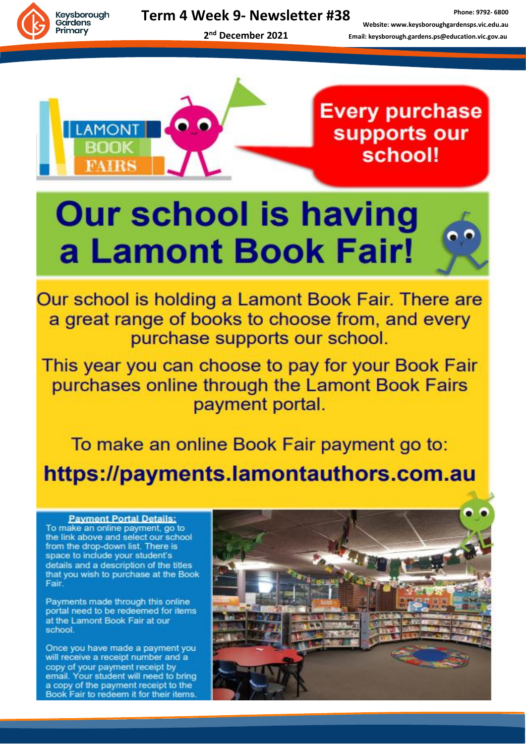Every purchase supports our school!

# Our school is having a Lamont Book Fair!

Our school is holding a Lamont Book Fair. There are a great range of books to choose from, and every purchase supports our school.

This year you can choose to pay for your Book Fair purchases online through the Lamont Book Fairs payment portal.

To make an online Book Fair payment go to:

**https://payments.lamontauthors.com.au**

**Payment Portal Details:**

To make an online payment, go to the link above and select our school from the drop-down list. There is space to include your student's details and a description of the titles that you wish to purchase at the Book Fair.

Payments made through this online portal need to be redeemed for items at the Lamont Book Fair at our school.

Once you have made a payment you will receive a receipt number and a copy of your payment receipt by email. Your student will need to bring a copy of the payment receipt to the Book Fair to redeem it for their items.